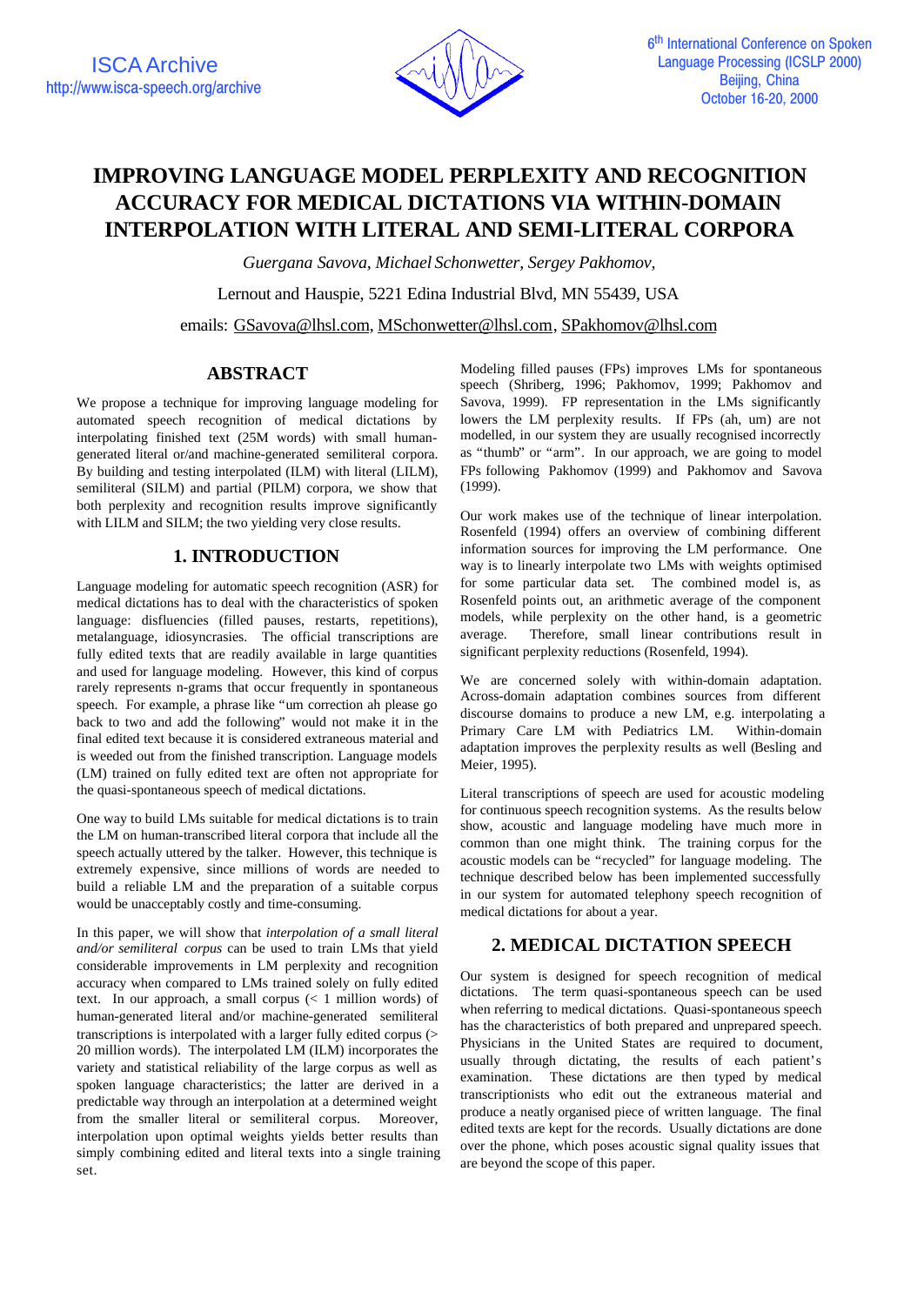# IMPROVING LANGUAGE MODEL PERPLEXITY AND RECOGNITION ACCURACY FOR MEDICAL DICTATIONS VIA WITHIN-DOMAIN INTERPOLATION WITH LITERAL AND SEMI-LITERAL CORPORA

*Guergana Savova, Michael Schonwetter, Sergey Pakhomov,*

Lernout and Hauspie, 5221 Edina Industrial Blvd, MN 55439, USA

emails: GSavova@lhsl.com, MSchonwetter@lhsl.com, SPakhomov@lhsl.com

## ABSTRACT

We propose a technique for improving language modeling for automated speech recognition of medical dictations by interpolating finished text (25M words) with small human-generated literal or/and machine-generated semiliteral corpora. By building and testing interpolated (ILM) with literal (LILM), semiliteral (SILM) and partial (PILM) corpora, we show that both perplexity and recognition results improve significantly with LILM and SILM; the two yielding very close results.

## 1. INTRODUCTION

Language modeling for automatic speech recognition (ASR) for medical dictations has to deal with the characteristics of spoken language: disfluencies (filled pauses, restarts, repetitions), metalanguage, idiosyncrasies. The official transcriptions are fully edited texts that are readily available in large quantities and used for language modeling. However, this kind of corpus rarely represents n-grams that occur frequently in spontaneous speech. For example, a phrase like "um correction ah please go back to two and add the following" would not make it in the final edited text because it is considered extraneous material and is weeded out from the finished transcription. Language models (LM) trained on fully edited text are often not appropriate for the quasi-spontaneous speech of medical dictations.

One way to build LMs suitable for medical dictations is to train the LM on human-transcribed literal corpora that include all the speech actually uttered by the talker. However, this technique is extremely expensive, since millions of words are needed to build a reliable LM and the preparation of a suitable corpus would be unacceptably costly and time-consuming.

In this paper, we will show that *interpolation of a small literal and/or semiliteral corpus* can be used to train LMs that yield considerable improvements in LM perplexity and recognition accuracy when compared to LMs trained solely on fully edited text. In our approach, a small corpus (< 1 million words) of human-generated literal and/or machine-generated semiliteral transcriptions is interpolated with a larger fully edited corpus (> 20 million words). The interpolated LM (ILM) incorporates the variety and statistical reliability of the large corpus as well as spoken language characteristics; the latter are derived in a predictable way through an interpolation at a determined weight from the smaller literal or semiliteral corpus. Moreover, interpolation upon optimal weights yields better results than simply combining edited and literal texts into a single training set.

Modeling filled pauses (FPs) improves LMs for spontaneous speech (Shriberg, 1996; Pakhomov, 1999; Pakhomov and Savova, 1999). FP representation in the LMs significantly lowers the LM perplexity results. If FPs (ah, um) are not modelled, in our system they are usually recognised incorrectly as "thumb" or "arm". In our approach, we are going to model FPs following Pakhomov (1999) and Pakhomov and Savova (1999).

Our work makes use of the technique of linear interpolation. Rosenfeld (1994) offers an overview of combining different information sources for improving the LM performance. One way is to linearly interpolate two LMs with weights optimised for some particular data set. The combined model is, as Rosenfeld points out, an arithmetic average of the component models, while perplexity on the other hand, is a geometric average. Therefore, small linear contributions result in significant perplexity reductions (Rosenfeld, 1994).

We are concerned solely with within-domain adaptation. Across-domain adaptation combines sources from different discourse domains to produce a new LM, e.g. interpolating a Primary Care LM with Pediatrics LM. Within-domain adaptation improves the perplexity results as well (Besling and Meier, 1995).

Literal transcriptions of speech are used for acoustic modeling for continuous speech recognition systems. As the results below show, acoustic and language modeling have much more in common than one might think. The training corpus for the acoustic models can be "recycled" for language modeling. The technique described below has been implemented successfully in our system for automated telephony speech recognition of medical dictations for about a year.

## 2. MEDICAL DICTATION SPEECH

Our system is designed for speech recognition of medical dictations. The term quasi-spontaneous speech can be used when referring to medical dictations. Quasi-spontaneous speech has the characteristics of both prepared and unprepared speech. Physicians in the United States are required to document, usually through dictating, the results of each patient's examination. These dictations are then typed by medical transcriptionists who edit out the extraneous material and produce a neatly organised piece of written language. The final edited texts are kept for the records. Usually dictations are done over the phone, which poses acoustic signal quality issues that are beyond the scope of this paper.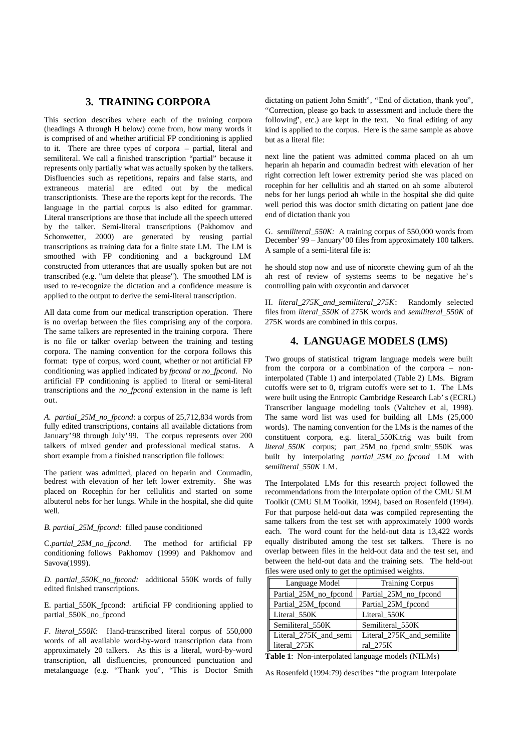## 3. TRAINING CORPORA

This section describes where each of the training corpora (headings A through H below) come from, how many words it is comprised of and whether artificial FP conditioning is applied to it. There are three types of corpora – partial, literal and semiliteral. We call a finished transcription "partial" because it represents only partially what was actually spoken by the talkers. Disfluencies such as repetitions, repairs and false starts, and extraneous material are edited out by the medical transcriptionists. These are the reports kept for the records. The language in the partial corpus is also edited for grammar. Literal transcriptions are those that include all the speech uttered by the talker. Semi-literal transcriptions (Pakhomov and Schonwetter, 2000) are generated by reusing partial transcriptions as training data for a finite state LM. The LM is smoothed with FP conditioning and a background LM constructed from utterances that are usually spoken but are not transcribed (e.g. "um delete that please"). The smoothed LM is used to re-recognize the dictation and a confidence measure is applied to the output to derive the semi-literal transcription.

All data come from our medical transcription operation. There is no overlap between the files comprising any of the corpora. The same talkers are represented in the training corpora. There is no file or talker overlap between the training and testing corpora. The naming convention for the corpora follows this format: type of corpus, word count, whether or not artificial FP conditioning was applied indicated by *fpcond* or *no_fpcond*. No artificial FP conditioning is applied to literal or semi-literal transcriptions and the *no_fpcond* extension in the name is left out.

*A. partial_25M_no_fpcond*: a corpus of 25,712,834 words from fully edited transcriptions, contains all available dictations from January'98 through July'99. The corpus represents over 200 talkers of mixed gender and professional medical status. A short example from a finished transcription file follows:

The patient was admitted, placed on heparin and Coumadin, bedrest with elevation of her left lower extremity. She was placed on Rocephin for her cellulitis and started on some albuterol nebs for her lungs. While in the hospital, she did quite well.

*B. partial_25M_fpcond*: filled pause conditioned

C.*partial_25M_no_fpcond*. The method for artificial FP conditioning follows Pakhomov (1999) and Pakhomov and Savova(1999).

*D. partial_550K_no_fpcond:* additional 550K words of fully edited finished transcriptions.

E. partial_550K_fpcond: artificial FP conditioning applied to partial_550K_no_fpcond

*F. literal_550K*: Hand-transcribed literal corpus of 550,000 words of all available word-by-word transcription data from approximately 20 talkers. As this is a literal, word-by-word transcription, all disfluencies, pronounced punctuation and metalanguage (e.g. "Thank you", "This is Doctor Smith dictating on patient John Smith", "End of dictation, thank you", "Correction, please go back to assessment and include there the following", etc.) are kept in the text. No final editing of any kind is applied to the corpus. Here is the same sample as above but as a literal file:

next line the patient was admitted comma placed on ah um heparin ah heparin and coumadin bedrest with elevation of her right correction left lower extremity period she was placed on rocephin for her cellulitis and ah started on ah some albuterol nebs for her lungs period ah while in the hospital she did quite well period this was doctor smith dictating on patient jane doe end of dictation thank you

G. *semiliteral_550K:* A training corpus of 550,000 words from December' 99 – January' 00 files from approximately 100 talkers. A sample of a semi-literal file is:

he should stop now and use of nicorette chewing gum of ah the ah rest of review of systems seems to be negative he's controlling pain with oxycontin and darvocet

H. *literal_275K_and_semiliteral_275K*: Randomly selected files from *literal_550K* of 275K words and *semiliteral_550K* of 275K words are combined in this corpus.

## 4. LANGUAGE MODELS (LMS)

Two groups of statistical trigram language models were built from the corpora or a combination of the corpora – non-interpolated (Table 1) and interpolated (Table 2) LMs. Bigram cutoffs were set to 0, trigram cutoffs were set to 1. The LMs were built using the Entropic Cambridge Research Lab's (ECRL) Transcriber language modeling tools (Valtchev et al, 1998). The same word list was used for building all LMs (25,000 words). The naming convention for the LMs is the names of the constituent corpora, e.g. literal_550K.trig was built from *literal_550K* corpus; part_25M_no_fpcnd_smltr_550K was built by interpolating *partial_25M_no_fpcond* LM with *semiliteral_550K* LM.

The Interpolated LMs for this research project followed the recommendations from the Interpolate option of the CMU SLM Toolkit (CMU SLM Toolkit, 1994), based on Rosenfeld (1994). For that purpose held-out data was compiled representing the same talkers from the test set with approximately 1000 words each. The word count for the held-out data is 13,422 words equally distributed among the test set talkers. There is no overlap between files in the held-out data and the test set, and between the held-out data and the training sets. The held-out files were used only to get the optimised weights.

| Language Model | Training Corpus |
|---|---|
| Partial_25M_no_fpcond | Partial_25M_no_fpcond |
| Partial_25M_fpcond | Partial_25M_fpcond |
| Literal_550K | Literal_550K |
| Semiliteral_550K | Semiliteral_550K |
| Literal_275K_and_semiliteral_275K | Literal_275K_and_semiliteral_275K |

**Table 1**: Non-interpolated language models (NILMs)

As Rosenfeld (1994:79) describes "the program Interpolate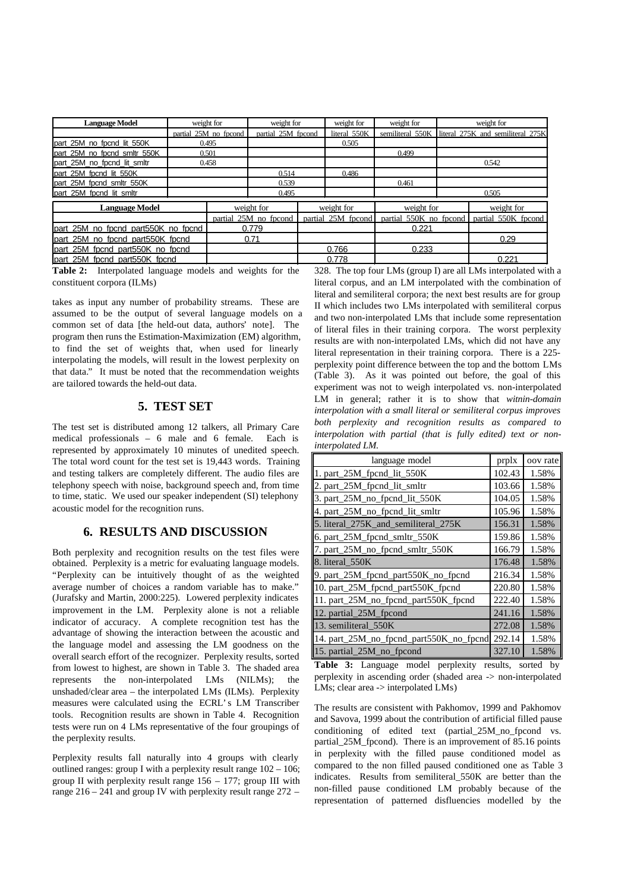| Language Model | weight for partial_25M_no_fpcond | weight for partial_25M_fpcond | weight for literal_550K | weight for semiliteral_550K | weight for literal_275K and semiliteral_275K |
|---|---|---|---|---|---|
| part_25M_no_fpcnd_lit_550K | 0.495 | | 0.505 | | |
| part_25M_no_fpcnd_smltr_550K | 0.501 | | | 0.499 | |
| part_25M_no_fpcnd_lit_smltr | 0.458 | | | | 0.542 |
| part_25M_fpcnd_lit_550K | | 0.514 | 0.486 | | |
| part_25M_fpcnd_smltr_550K | | 0.539 | | 0.461 | |
| part_25M_fpcnd_lit_smltr | | 0.495 | | | 0.505 |

| Language Model | weight for partial_25M_no_fpcond | weight for partial_25M_fpcond | weight for partial_550K_no_fpcond | weight for partial_550K_fpcond |
|---|---|---|---|---|
| part_25M_no_fpcnd_part550K_no_fpcnd | 0.779 | | 0.221 | |
| part_25M_no_fpcnd_part550K_fpcnd | 0.71 | | | 0.29 |
| part_25M_fpcnd_part550K_no_fpcnd | | 0.766 | 0.233 | |
| part_25M_fpcnd_part550K_fpcnd | | 0.778 | | 0.221 |

**Table 2:** Interpolated language models and weights for the constituent corpora (ILMs)

takes as input any number of probability streams. These are assumed to be the output of several language models on a common set of data [the held-out data, authors' note]. The program then runs the Estimation-Maximization (EM) algorithm, to find the set of weights that, when used for linearly interpolating the models, will result in the lowest perplexity on that data." It must be noted that the recommendation weights are tailored towards the held-out data.

## 5. TEST SET

The test set is distributed among 12 talkers, all Primary Care medical professionals – 6 male and 6 female. Each is represented by approximately 10 minutes of unedited speech. The total word count for the test set is 19,443 words. Training and testing talkers are completely different. The audio files are telephony speech with noise, background speech and, from time to time, static. We used our speaker independent (SI) telephony acoustic model for the recognition runs.

## 6. RESULTS AND DISCUSSION

Both perplexity and recognition results on the test files were obtained. Perplexity is a metric for evaluating language models. "Perplexity can be intuitively thought of as the weighted average number of choices a random variable has to make." (Jurafsky and Martin, 2000:225). Lowered perplexity indicates improvement in the LM. Perplexity alone is not a reliable indicator of accuracy. A complete recognition test has the advantage of showing the interaction between the acoustic and the language model and assessing the LM goodness on the overall search effort of the recognizer. Perplexity results, sorted from lowest to highest, are shown in Table 3. The shaded area represents the non-interpolated LMs (NILMs); the unshaded/clear area – the interpolated LMs (ILMs). Perplexity measures were calculated using the ECRL's LM Transcriber tools. Recognition results are shown in Table 4. Recognition tests were run on 4 LMs representative of the four groupings of the perplexity results.

Perplexity results fall naturally into 4 groups with clearly outlined ranges: group I with a perplexity result range 102 – 106; group II with perplexity result range 156 – 177; group III with range 216 – 241 and group IV with perplexity result range 272 – 328. The top four LMs (group I) are all LMs interpolated with a literal corpus, and an LM interpolated with the combination of literal and semiliteral corpora; the next best results are for group II which includes two LMs interpolated with semiliteral corpus and two non-interpolated LMs that include some representation of literal files in their training corpora. The worst perplexity results are with non-interpolated LMs, which did not have any literal representation in their training corpora. There is a 225-perplexity point difference between the top and the bottom LMs (Table 3). As it was pointed out before, the goal of this experiment was not to weigh interpolated vs. non-interpolated LM in general; rather it is to show that *witnin-domain interpolation with a small literal or semiliteral corpus improves both perplexity and recognition results as compared to interpolation with partial (that is fully edited) text or non-interpolated LM.*

| language model | prplx | oov rate |
|---|---|---|
| 1. part_25M_fpcnd_lit_550K | 102.43 | 1.58% |
| 2. part_25M_fpcnd_lit_smltr | 103.66 | 1.58% |
| 3. part_25M_no_fpcnd_lit_550K | 104.05 | 1.58% |
| 4. part_25M_no_fpcnd_lit_smltr | 105.96 | 1.58% |
| 5. literal_275K_and_semiliteral_275K | 156.31 | 1.58% |
| 6. part_25M_fpcnd_smltr_550K | 159.86 | 1.58% |
| 7. part_25M_no_fpcnd_smltr_550K | 166.79 | 1.58% |
| 8. literal_550K | 176.48 | 1.58% |
| 9. part_25M_fpcnd_part550K_no_fpcnd | 216.34 | 1.58% |
| 10. part_25M_fpcnd_part550K_fpcnd | 220.80 | 1.58% |
| 11. part_25M_no_fpcnd_part550K_fpcnd | 222.40 | 1.58% |
| 12. partial_25M_fpcond | 241.16 | 1.58% |
| 13. semiliteral_550K | 272.08 | 1.58% |
| 14. part_25M_no_fpcnd_part550K_no_fpcnd | 292.14 | 1.58% |
| 15. partial_25M_no_fpcond | 327.10 | 1.58% |

**Table 3:** Language model perplexity results, sorted by perplexity in ascending order (shaded area -> non-interpolated LMs; clear area -> interpolated LMs)

The results are consistent with Pakhomov, 1999 and Pakhomov and Savova, 1999 about the contribution of artificial filled pause conditioning of edited text (partial_25M_no_fpcond vs. partial_25M_fpcond). There is an improvement of 85.16 points in perplexity with the filled pause conditioned model as compared to the non filled paused conditioned one as Table 3 indicates. Results from semiliteral_550K are better than the non-filled pause conditioned LM probably because of the representation of patterned disfluencies modelled by the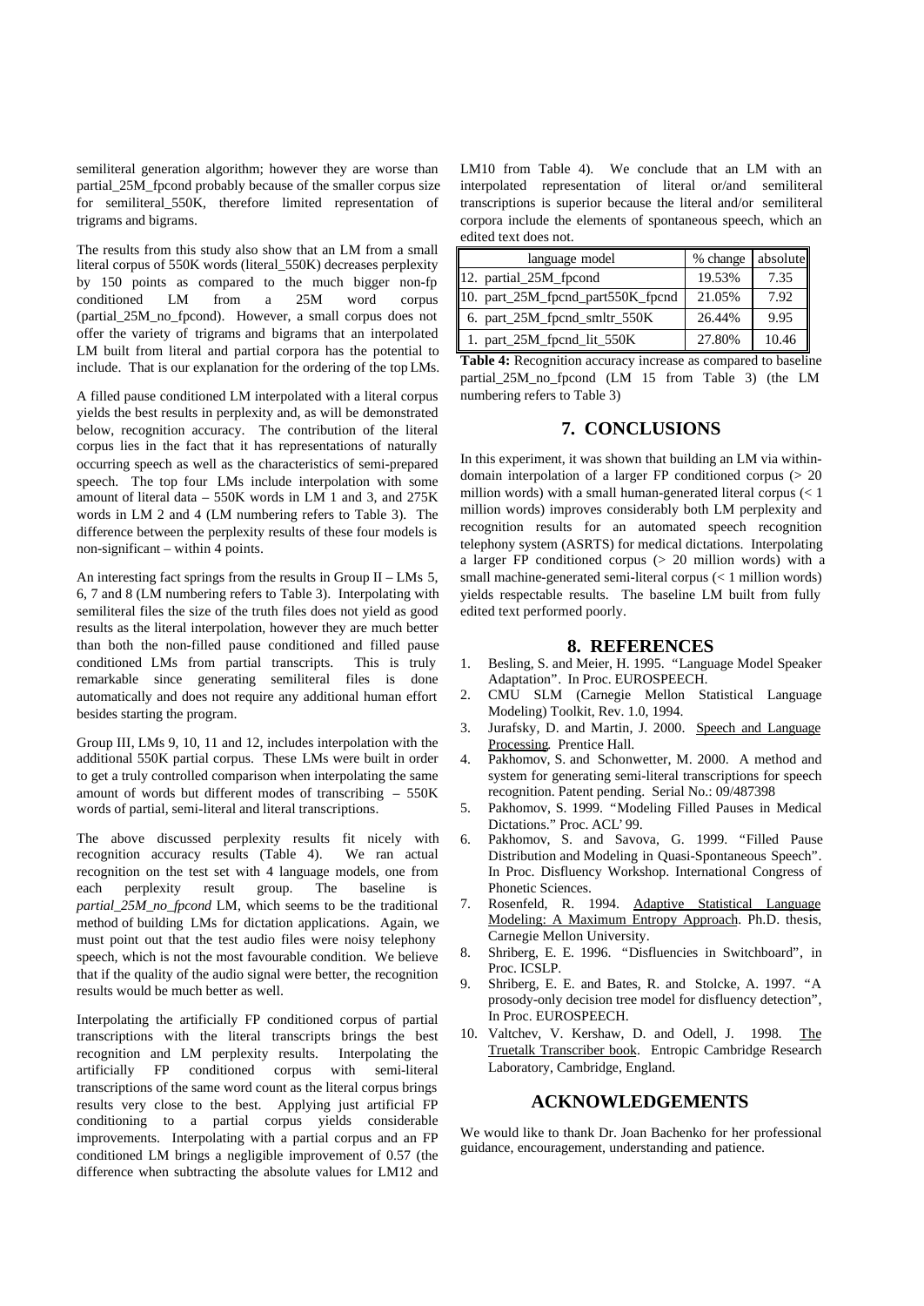semiliteral generation algorithm; however they are worse than partial_25M_fpcond probably because of the smaller corpus size for semiliteral_550K, therefore limited representation of trigrams and bigrams.

The results from this study also show that an LM from a small literal corpus of 550K words (literal_550K) decreases perplexity by 150 points as compared to the much bigger non-fp conditioned LM from a 25M word corpus (partial_25M_no_fpcond). However, a small corpus does not offer the variety of trigrams and bigrams that an interpolated LM built from literal and partial corpora has the potential to include. That is our explanation for the ordering of the top LMs.

A filled pause conditioned LM interpolated with a literal corpus yields the best results in perplexity and, as will be demonstrated below, recognition accuracy. The contribution of the literal corpus lies in the fact that it has representations of naturally occurring speech as well as the characteristics of semi-prepared speech. The top four LMs include interpolation with some amount of literal data – 550K words in LM 1 and 3, and 275K words in LM 2 and 4 (LM numbering refers to Table 3). The difference between the perplexity results of these four models is non-significant – within 4 points.

An interesting fact springs from the results in Group II – LMs 5, 6, 7 and 8 (LM numbering refers to Table 3). Interpolating with semiliteral files the size of the truth files does not yield as good results as the literal interpolation, however they are much better than both the non-filled pause conditioned and filled pause conditioned LMs from partial transcripts. This is truly remarkable since generating semiliteral files is done automatically and does not require any additional human effort besides starting the program.

Group III, LMs 9, 10, 11 and 12, includes interpolation with the additional 550K partial corpus. These LMs were built in order to get a truly controlled comparison when interpolating the same amount of words but different modes of transcribing – 550K words of partial, semi-literal and literal transcriptions.

The above discussed perplexity results fit nicely with recognition accuracy results (Table 4). We ran actual recognition on the test set with 4 language models, one from each perplexity result group. The baseline is *partial_25M_no_fpcond* LM, which seems to be the traditional method of building LMs for dictation applications. Again, we must point out that the test audio files were noisy telephony speech, which is not the most favourable condition. We believe that if the quality of the audio signal were better, the recognition results would be much better as well.

Interpolating the artificially FP conditioned corpus of partial transcriptions with the literal transcripts brings the best recognition and LM perplexity results. Interpolating the artificially FP conditioned corpus with semi-literal transcriptions of the same word count as the literal corpus brings results very close to the best. Applying just artificial FP conditioning to a partial corpus yields considerable improvements. Interpolating with a partial corpus and an FP conditioned LM brings a negligible improvement of 0.57 (the difference when subtracting the absolute values for LM12 and LM10 from Table 4). We conclude that an LM with an interpolated representation of literal or/and semiliteral transcriptions is superior because the literal and/or semiliteral corpora include the elements of spontaneous speech, which an edited text does not.

| language model | % change | absolute |
|---|---|---|
| 12. partial_25M_fpcond | 19.53% | 7.35 |
| 10. part_25M_fpcnd_part550K_fpcnd | 21.05% | 7.92 |
| 6. part_25M_fpcnd_smltr_550K | 26.44% | 9.95 |
| 1. part_25M_fpcnd_lit_550K | 27.80% | 10.46 |

**Table 4:** Recognition accuracy increase as compared to baseline partial_25M_no_fpcond (LM 15 from Table 3) (the LM numbering refers to Table 3)

## 7. CONCLUSIONS

In this experiment, it was shown that building an LM via within-domain interpolation of a larger FP conditioned corpus (> 20 million words) with a small human-generated literal corpus (< 1 million words) improves considerably both LM perplexity and recognition results for an automated speech recognition telephony system (ASRTS) for medical dictations. Interpolating a larger FP conditioned corpus (> 20 million words) with a small machine-generated semi-literal corpus (< 1 million words) yields respectable results. The baseline LM built from fully edited text performed poorly.

## 8. REFERENCES

1. Besling, S. and Meier, H. 1995. "Language Model Speaker Adaptation". In Proc. EUROSPEECH.
2. CMU SLM (Carnegie Mellon Statistical Language Modeling) Toolkit, Rev. 1.0, 1994.
3. Jurafsky, D. and Martin, J. 2000. Speech and Language Processing. Prentice Hall.
4. Pakhomov, S. and Schonwetter, M. 2000. A method and system for generating semi-literal transcriptions for speech recognition. Patent pending. Serial No.: 09/487398
5. Pakhomov, S. 1999. "Modeling Filled Pauses in Medical Dictations." Proc. ACL'99.
6. Pakhomov, S. and Savova, G. 1999. "Filled Pause Distribution and Modeling in Quasi-Spontaneous Speech". In Proc. Disfluency Workshop. International Congress of Phonetic Sciences.
7. Rosenfeld, R. 1994. Adaptive Statistical Language Modeling: A Maximum Entropy Approach. Ph.D. thesis, Carnegie Mellon University.
8. Shriberg, E. E. 1996. "Disfluencies in Switchboard", in Proc. ICSLP.
9. Shriberg, E. E. and Bates, R. and Stolcke, A. 1997. "A prosody-only decision tree model for disfluency detection", In Proc. EUROSPEECH.
10. Valtchev, V. Kershaw, D. and Odell, J. 1998. The Truetalk Transcriber book. Entropic Cambridge Research Laboratory, Cambridge, England.

## ACKNOWLEDGEMENTS

We would like to thank Dr. Joan Bachenko for her professional guidance, encouragement, understanding and patience.